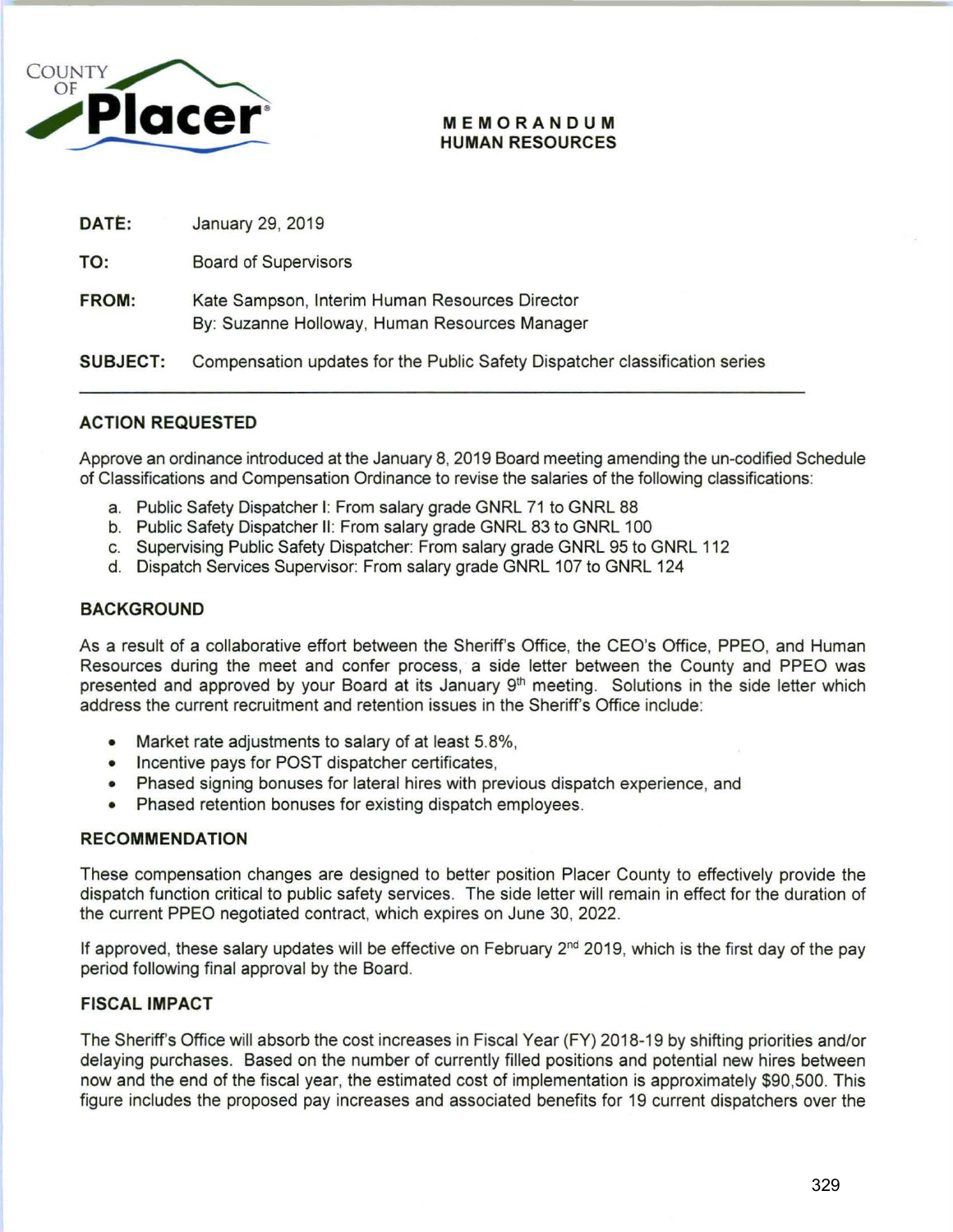COUNTY OF Placer

**MEMORANDUM**
**HUMAN RESOURCES**

| | |
|---|---|
| **DATE:** | January 29, 2019 |
| **TO:** | Board of Supervisors |
| **FROM:** | Kate Sampson, Interim Human Resources Director<br>By: Suzanne Holloway, Human Resources Manager |
| **SUBJECT:** | Compensation updates for the Public Safety Dispatcher classification series |

---

## ACTION REQUESTED

Approve an ordinance introduced at the January 8, 2019 Board meeting amending the un-codified Schedule of Classifications and Compensation Ordinance to revise the salaries of the following classifications:

a. Public Safety Dispatcher I: From salary grade GNRL 71 to GNRL 88
b. Public Safety Dispatcher II: From salary grade GNRL 83 to GNRL 100
c. Supervising Public Safety Dispatcher: From salary grade GNRL 95 to GNRL 112
d. Dispatch Services Supervisor: From salary grade GNRL 107 to GNRL 124

## BACKGROUND

As a result of a collaborative effort between the Sheriff's Office, the CEO's Office, PPEO, and Human Resources during the meet and confer process, a side letter between the County and PPEO was presented and approved by your Board at its January 9th meeting. Solutions in the side letter which address the current recruitment and retention issues in the Sheriff's Office include:

- Market rate adjustments to salary of at least 5.8%,
- Incentive pays for POST dispatcher certificates,
- Phased signing bonuses for lateral hires with previous dispatch experience, and
- Phased retention bonuses for existing dispatch employees.

## RECOMMENDATION

These compensation changes are designed to better position Placer County to effectively provide the dispatch function critical to public safety services. The side letter will remain in effect for the duration of the current PPEO negotiated contract, which expires on June 30, 2022.

If approved, these salary updates will be effective on February 2nd 2019, which is the first day of the pay period following final approval by the Board.

## FISCAL IMPACT

The Sheriff's Office will absorb the cost increases in Fiscal Year (FY) 2018-19 by shifting priorities and/or delaying purchases. Based on the number of currently filled positions and potential new hires between now and the end of the fiscal year, the estimated cost of implementation is approximately $90,500. This figure includes the proposed pay increases and associated benefits for 19 current dispatchers over the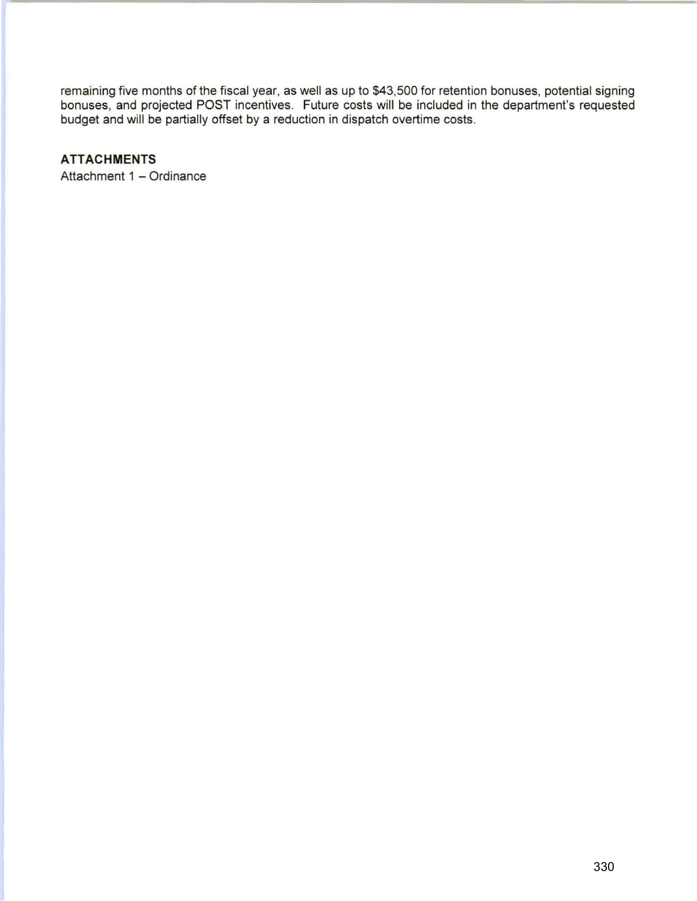remaining five months of the fiscal year, as well as up to $43,500 for retention bonuses, potential signing bonuses, and projected POST incentives. Future costs will be included in the department's requested budget and will be partially offset by a reduction in dispatch overtime costs.

**ATTACHMENTS**

Attachment 1 – Ordinance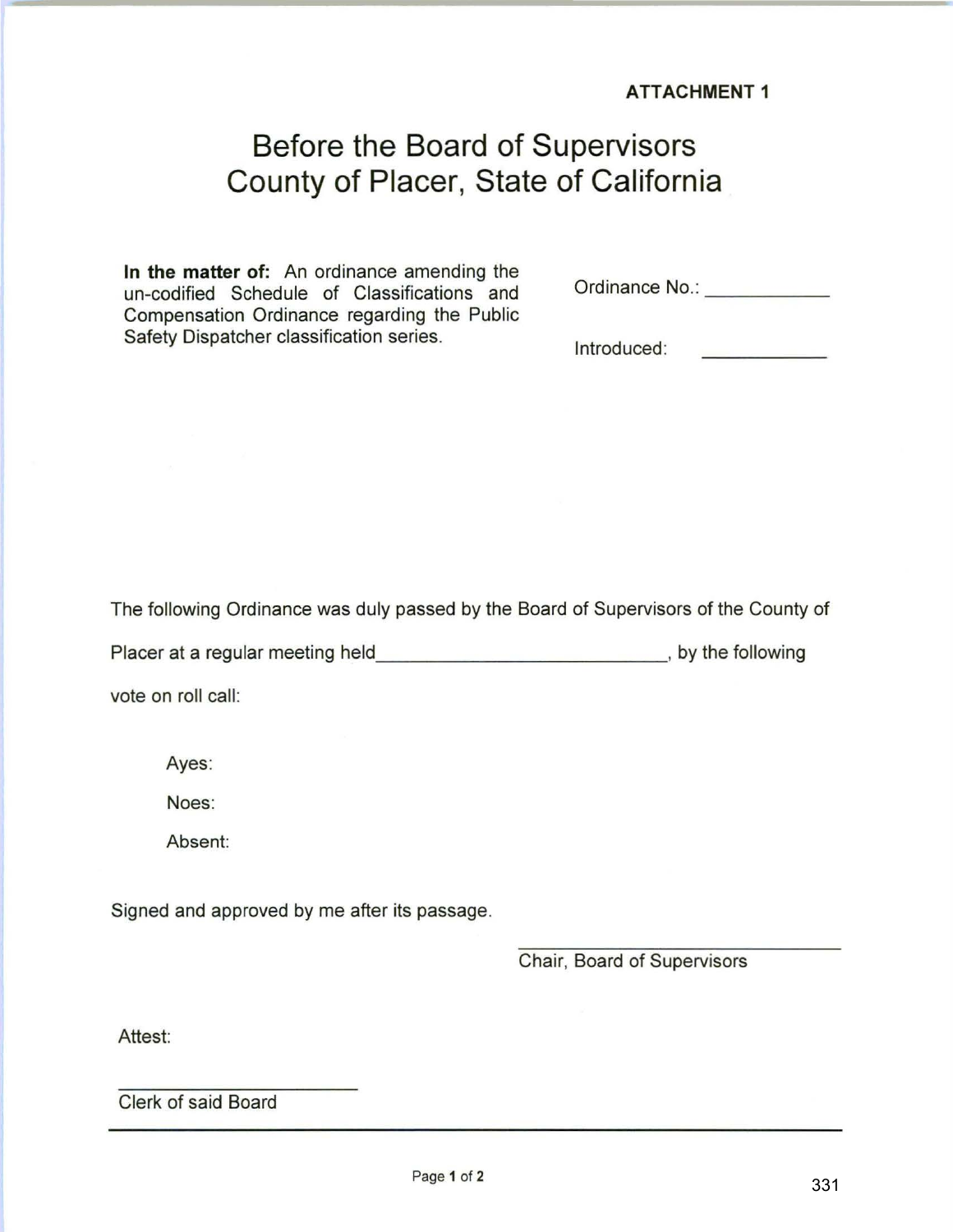**ATTACHMENT 1**

# Before the Board of Supervisors
# County of Placer, State of California

**In the matter of:** An ordinance amending the un-codified Schedule of Classifications and Compensation Ordinance regarding the Public Safety Dispatcher classification series.

Ordinance No.: ____________

Introduced: ____________

The following Ordinance was duly passed by the Board of Supervisors of the County of Placer at a regular meeting held____________________________, by the following vote on roll call:

Ayes:

Noes:

Absent:

Signed and approved by me after its passage.

______________________________
Chair, Board of Supervisors

Attest:

______________________
Clerk of said Board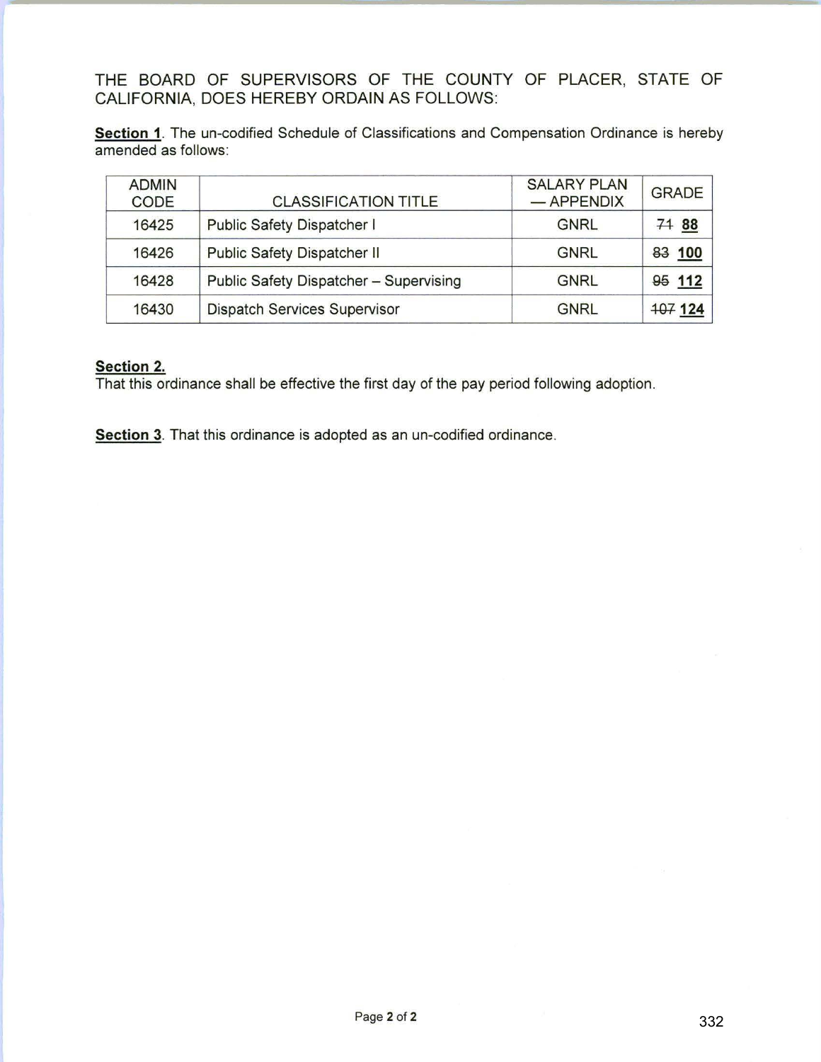THE BOARD OF SUPERVISORS OF THE COUNTY OF PLACER, STATE OF CALIFORNIA, DOES HEREBY ORDAIN AS FOLLOWS:

**Section 1**. The un-codified Schedule of Classifications and Compensation Ordinance is hereby amended as follows:

| ADMIN CODE | CLASSIFICATION TITLE | SALARY PLAN — APPENDIX | GRADE |
|---|---|---|---|
| 16425 | Public Safety Dispatcher I | GNRL | ~~71~~ **88** |
| 16426 | Public Safety Dispatcher II | GNRL | ~~83~~ **100** |
| 16428 | Public Safety Dispatcher – Supervising | GNRL | ~~95~~ **112** |
| 16430 | Dispatch Services Supervisor | GNRL | ~~107~~ **124** |

**Section 2.**
That this ordinance shall be effective the first day of the pay period following adoption.

**Section 3**. That this ordinance is adopted as an un-codified ordinance.